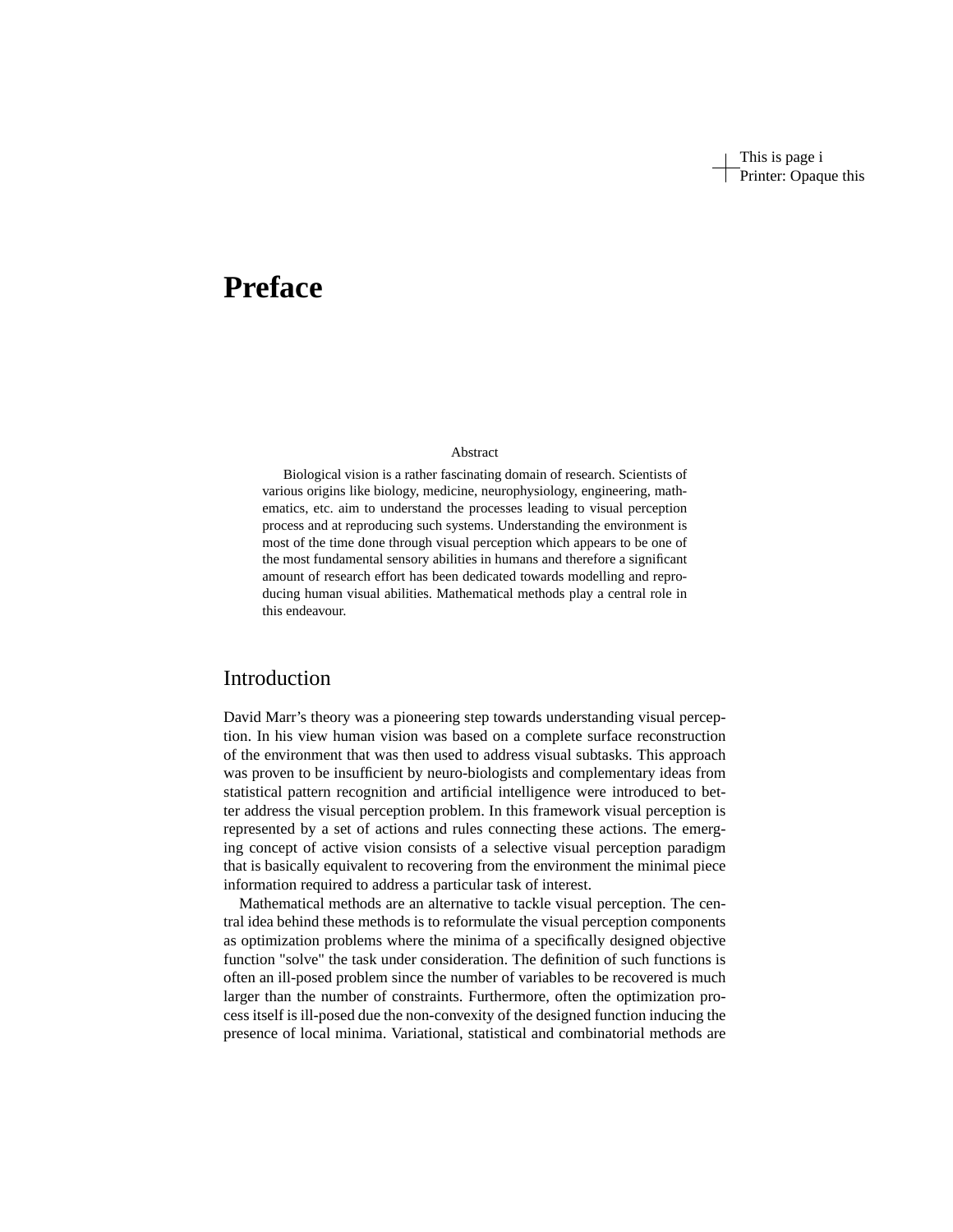# Preface

Abstract

Biological vision is a rather fascinating domain of research. Scientists of various origins like biology, medicine, neurophysiology, engineering, mathematics, etc. aim to understand the processes leading to visual perception process and at reproducing such systems. Understanding the environment is most of the time done through visual perception which appears to be one of the most fundamental sensory abilities in humans and therefore a significant amount of research effort has been dedicated towards modelling and reproducing human visual abilities. Mathematical methods play a central role in this endeavour.

## Introduction

David Marr's theory was a pioneering step towards understanding visual perception. In his view human vision was based on a complete surface reconstruction of the environment that was then used to address visual subtasks. This approach was proven to be insufficient by neuro-biologists and complementary ideas from statistical pattern recognition and artificial intelligence were introduced to better address the visual perception problem. In this framework visual perception is represented by a set of actions and rules connecting these actions. The emerging concept of active vision consists of a selective visual perception paradigm that is basically equivalent to recovering from the environment the minimal piece information required to address a particular task of interest.

Mathematical methods are an alternative to tackle visual perception. The central idea behind these methods is to reformulate the visual perception components as optimization problems where the minima of a specifically designed objective function "solve" the task under consideration. The definition of such functions is often an ill-posed problem since the number of variables to be recovered is much larger than the number of constraints. Furthermore, often the optimization process itself is ill-posed due the non-convexity of the designed function inducing the presence of local minima. Variational, statistical and combinatorial methods are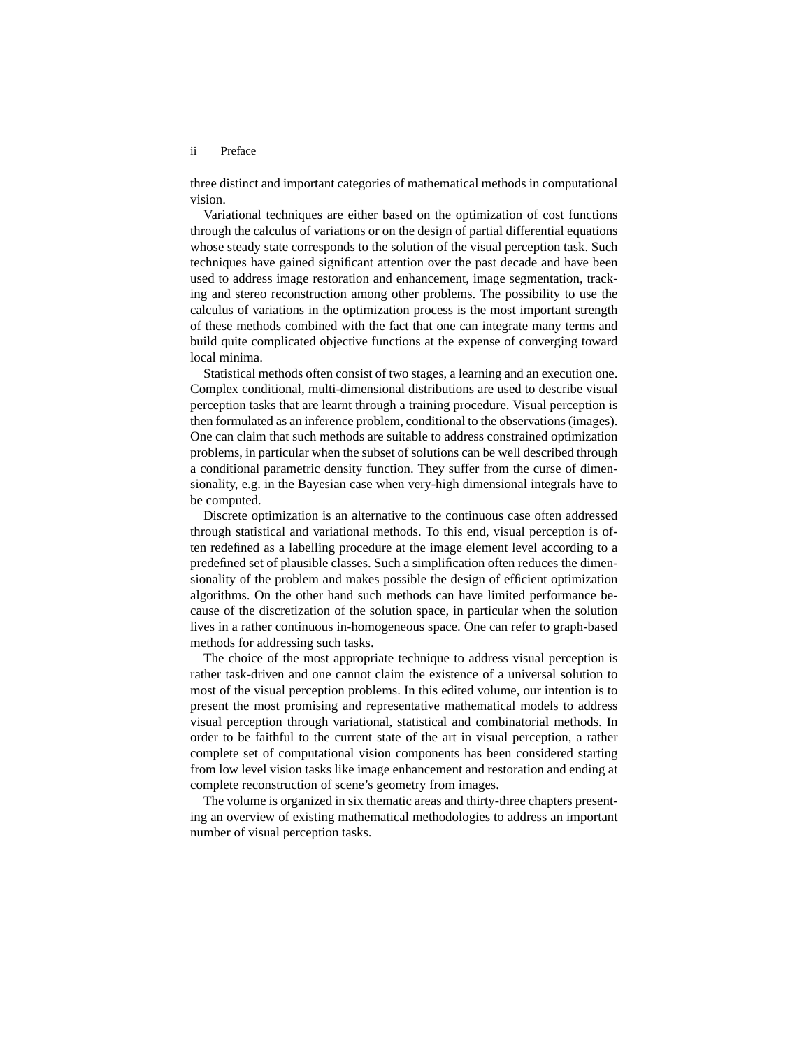three distinct and important categories of mathematical methods in computational vision.

Variational techniques are either based on the optimization of cost functions through the calculus of variations or on the design of partial differential equations whose steady state corresponds to the solution of the visual perception task. Such techniques have gained significant attention over the past decade and have been used to address image restoration and enhancement, image segmentation, tracking and stereo reconstruction among other problems. The possibility to use the calculus of variations in the optimization process is the most important strength of these methods combined with the fact that one can integrate many terms and build quite complicated objective functions at the expense of converging toward local minima.

Statistical methods often consist of two stages, a learning and an execution one. Complex conditional, multi-dimensional distributions are used to describe visual perception tasks that are learnt through a training procedure. Visual perception is then formulated as an inference problem, conditional to the observations (images). One can claim that such methods are suitable to address constrained optimization problems, in particular when the subset of solutions can be well described through a conditional parametric density function. They suffer from the curse of dimensionality, e.g. in the Bayesian case when very-high dimensional integrals have to be computed.

Discrete optimization is an alternative to the continuous case often addressed through statistical and variational methods. To this end, visual perception is often redefined as a labelling procedure at the image element level according to a predefined set of plausible classes. Such a simplification often reduces the dimensionality of the problem and makes possible the design of efficient optimization algorithms. On the other hand such methods can have limited performance because of the discretization of the solution space, in particular when the solution lives in a rather continuous in-homogeneous space. One can refer to graph-based methods for addressing such tasks.

The choice of the most appropriate technique to address visual perception is rather task-driven and one cannot claim the existence of a universal solution to most of the visual perception problems. In this edited volume, our intention is to present the most promising and representative mathematical models to address visual perception through variational, statistical and combinatorial methods. In order to be faithful to the current state of the art in visual perception, a rather complete set of computational vision components has been considered starting from low level vision tasks like image enhancement and restoration and ending at complete reconstruction of scene's geometry from images.

The volume is organized in six thematic areas and thirty-three chapters presenting an overview of existing mathematical methodologies to address an important number of visual perception tasks.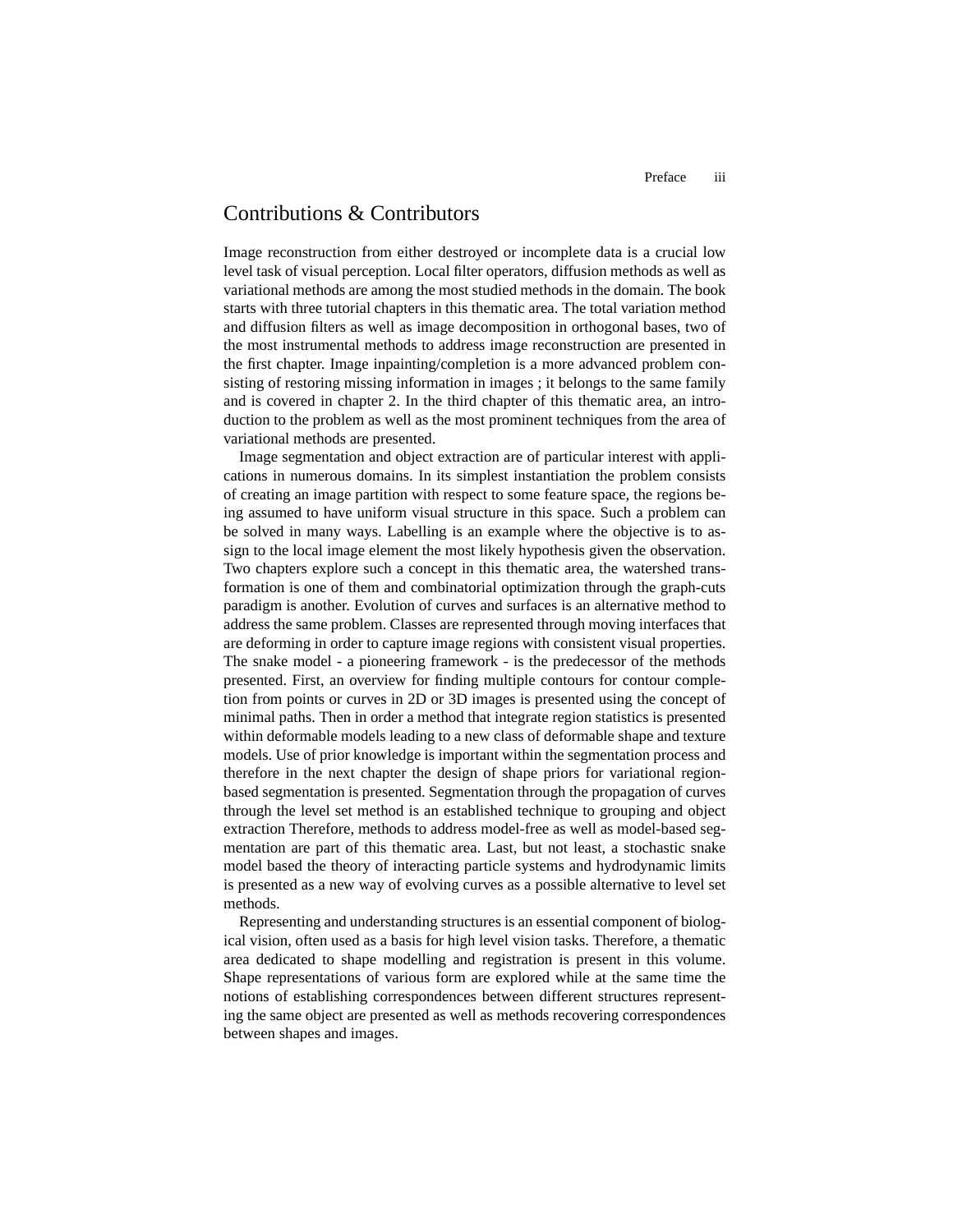## Contributions & Contributors

Image reconstruction from either destroyed or incomplete data is a crucial low level task of visual perception. Local filter operators, diffusion methods as well as variational methods are among the most studied methods in the domain. The book starts with three tutorial chapters in this thematic area. The total variation method and diffusion filters as well as image decomposition in orthogonal bases, two of the most instrumental methods to address image reconstruction are presented in the first chapter. Image inpainting/completion is a more advanced problem consisting of restoring missing information in images ; it belongs to the same family and is covered in chapter 2. In the third chapter of this thematic area, an introduction to the problem as well as the most prominent techniques from the area of variational methods are presented.

Image segmentation and object extraction are of particular interest with applications in numerous domains. In its simplest instantiation the problem consists of creating an image partition with respect to some feature space, the regions being assumed to have uniform visual structure in this space. Such a problem can be solved in many ways. Labelling is an example where the objective is to assign to the local image element the most likely hypothesis given the observation. Two chapters explore such a concept in this thematic area, the watershed transformation is one of them and combinatorial optimization through the graph-cuts paradigm is another. Evolution of curves and surfaces is an alternative method to address the same problem. Classes are represented through moving interfaces that are deforming in order to capture image regions with consistent visual properties. The snake model - a pioneering framework - is the predecessor of the methods presented. First, an overview for finding multiple contours for contour completion from points or curves in 2D or 3D images is presented using the concept of minimal paths. Then in order a method that integrate region statistics is presented within deformable models leading to a new class of deformable shape and texture models. Use of prior knowledge is important within the segmentation process and therefore in the next chapter the design of shape priors for variational region-based segmentation is presented. Segmentation through the propagation of curves through the level set method is an established technique to grouping and object extraction Therefore, methods to address model-free as well as model-based segmentation are part of this thematic area. Last, but not least, a stochastic snake model based the theory of interacting particle systems and hydrodynamic limits is presented as a new way of evolving curves as a possible alternative to level set methods.

Representing and understanding structures is an essential component of biological vision, often used as a basis for high level vision tasks. Therefore, a thematic area dedicated to shape modelling and registration is present in this volume. Shape representations of various form are explored while at the same time the notions of establishing correspondences between different structures representing the same object are presented as well as methods recovering correspondences between shapes and images.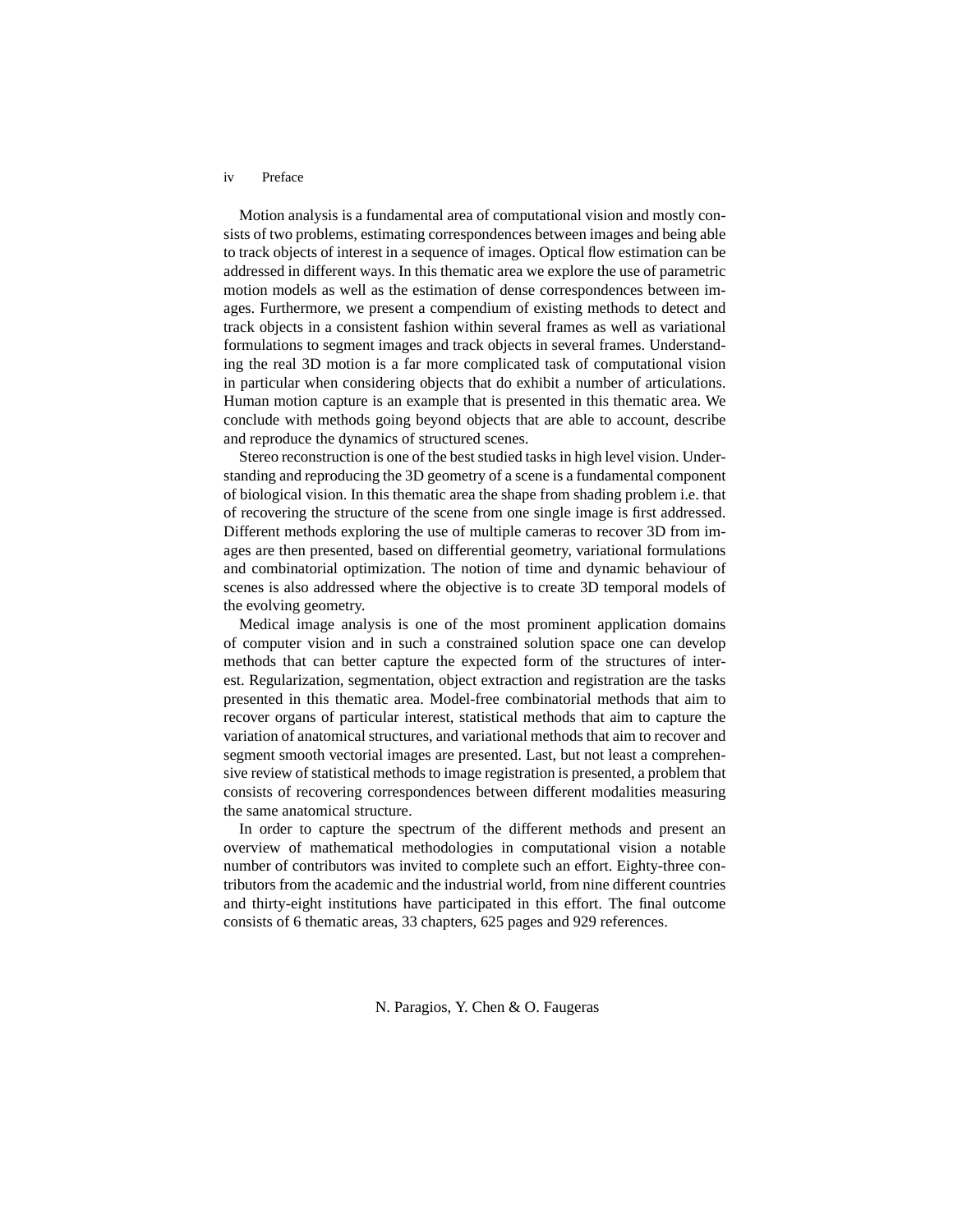Motion analysis is a fundamental area of computational vision and mostly consists of two problems, estimating correspondences between images and being able to track objects of interest in a sequence of images. Optical flow estimation can be addressed in different ways. In this thematic area we explore the use of parametric motion models as well as the estimation of dense correspondences between images. Furthermore, we present a compendium of existing methods to detect and track objects in a consistent fashion within several frames as well as variational formulations to segment images and track objects in several frames. Understanding the real 3D motion is a far more complicated task of computational vision in particular when considering objects that do exhibit a number of articulations. Human motion capture is an example that is presented in this thematic area. We conclude with methods going beyond objects that are able to account, describe and reproduce the dynamics of structured scenes.

Stereo reconstruction is one of the best studied tasks in high level vision. Understanding and reproducing the 3D geometry of a scene is a fundamental component of biological vision. In this thematic area the shape from shading problem i.e. that of recovering the structure of the scene from one single image is first addressed. Different methods exploring the use of multiple cameras to recover 3D from images are then presented, based on differential geometry, variational formulations and combinatorial optimization. The notion of time and dynamic behaviour of scenes is also addressed where the objective is to create 3D temporal models of the evolving geometry.

Medical image analysis is one of the most prominent application domains of computer vision and in such a constrained solution space one can develop methods that can better capture the expected form of the structures of interest. Regularization, segmentation, object extraction and registration are the tasks presented in this thematic area. Model-free combinatorial methods that aim to recover organs of particular interest, statistical methods that aim to capture the variation of anatomical structures, and variational methods that aim to recover and segment smooth vectorial images are presented. Last, but not least a comprehensive review of statistical methods to image registration is presented, a problem that consists of recovering correspondences between different modalities measuring the same anatomical structure.

In order to capture the spectrum of the different methods and present an overview of mathematical methodologies in computational vision a notable number of contributors was invited to complete such an effort. Eighty-three contributors from the academic and the industrial world, from nine different countries and thirty-eight institutions have participated in this effort. The final outcome consists of 6 thematic areas, 33 chapters, 625 pages and 929 references.

N. Paragios, Y. Chen & O. Faugeras